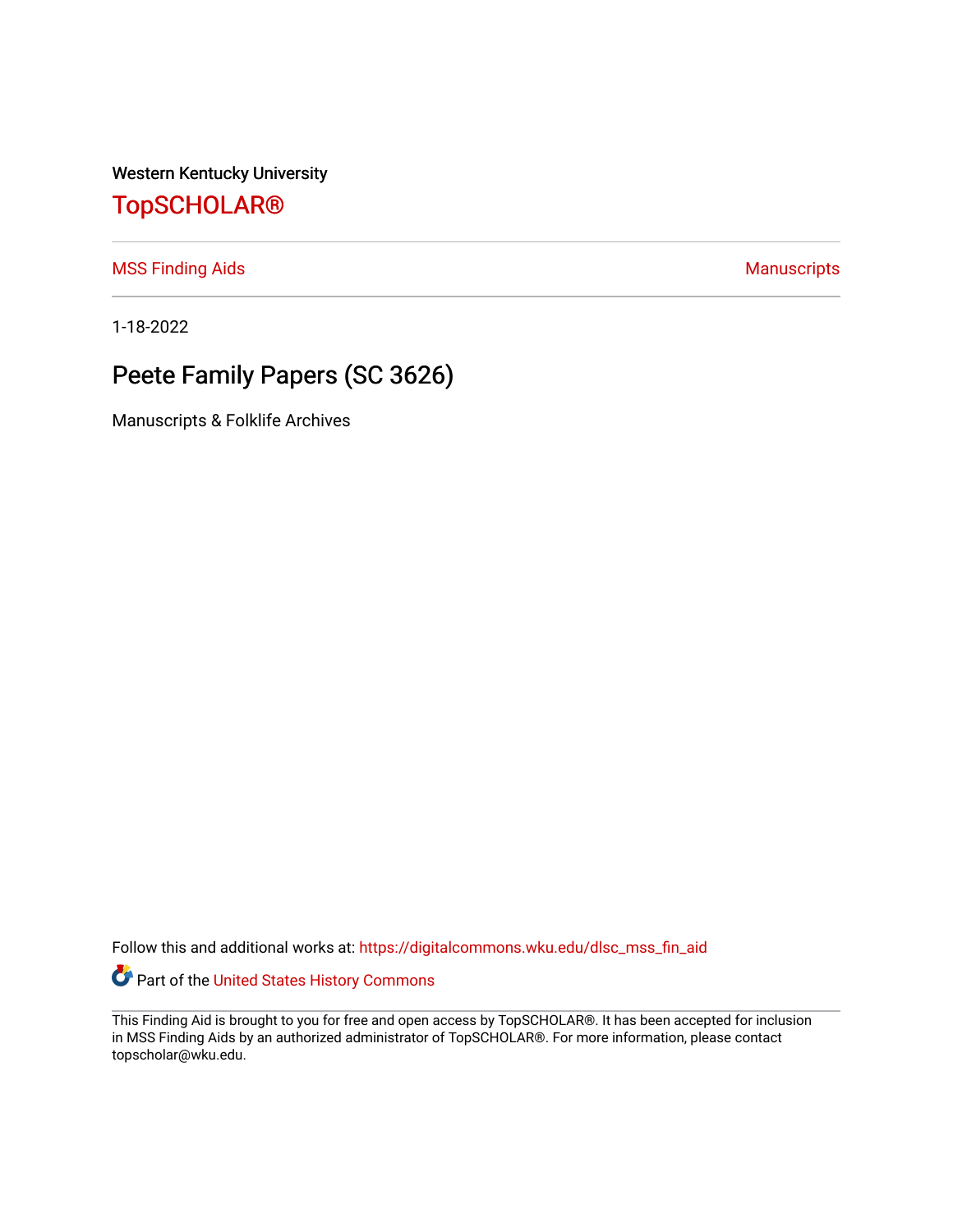Western Kentucky University

# TopSCHOLAR®

MSS Finding Aids | Manuscripts

1-18-2022

## Peete Family Papers (SC 3626)

Manuscripts & Folklife Archives

Follow this and additional works at: https://digitalcommons.wku.edu/dlsc_mss_fin_aid

Part of the United States History Commons

This Finding Aid is brought to you for free and open access by TopSCHOLAR®. It has been accepted for inclusion in MSS Finding Aids by an authorized administrator of TopSCHOLAR®. For more information, please contact topscholar@wku.edu.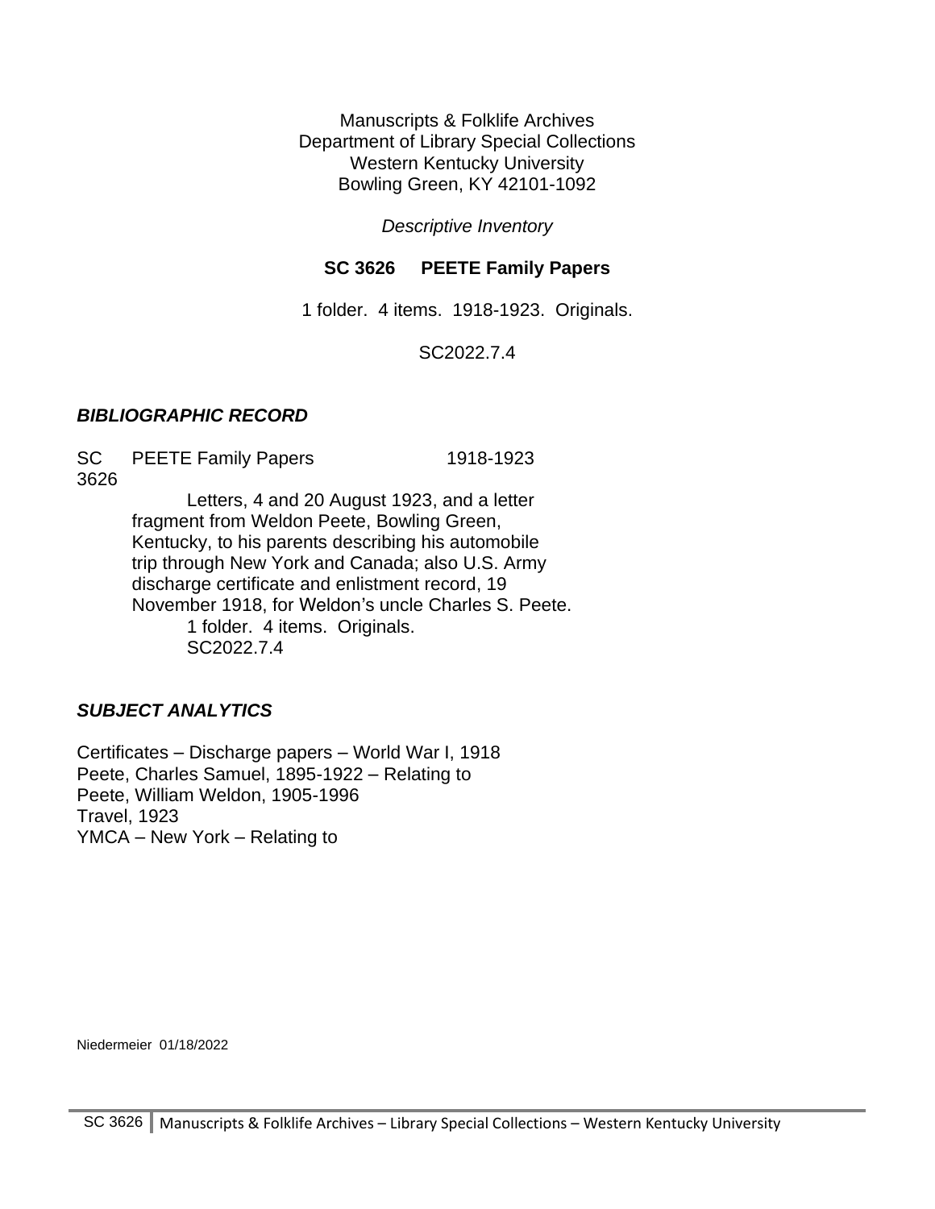Manuscripts & Folklife Archives
Department of Library Special Collections
Western Kentucky University
Bowling Green, KY 42101-1092

*Descriptive Inventory*

**SC 3626 PEETE Family Papers**

1 folder. 4 items. 1918-1923. Originals.

SC2022.7.4

### *BIBLIOGRAPHIC RECORD*

SC 3626 PEETE Family Papers 1918-1923

Letters, 4 and 20 August 1923, and a letter fragment from Weldon Peete, Bowling Green, Kentucky, to his parents describing his automobile trip through New York and Canada; also U.S. Army discharge certificate and enlistment record, 19 November 1918, for Weldon's uncle Charles S. Peete.

1 folder. 4 items. Originals.
SC2022.7.4

### *SUBJECT ANALYTICS*

Certificates – Discharge papers – World War I, 1918
Peete, Charles Samuel, 1895-1922 – Relating to
Peete, William Weldon, 1905-1996
Travel, 1923
YMCA – New York – Relating to

Niedermeier 01/18/2022